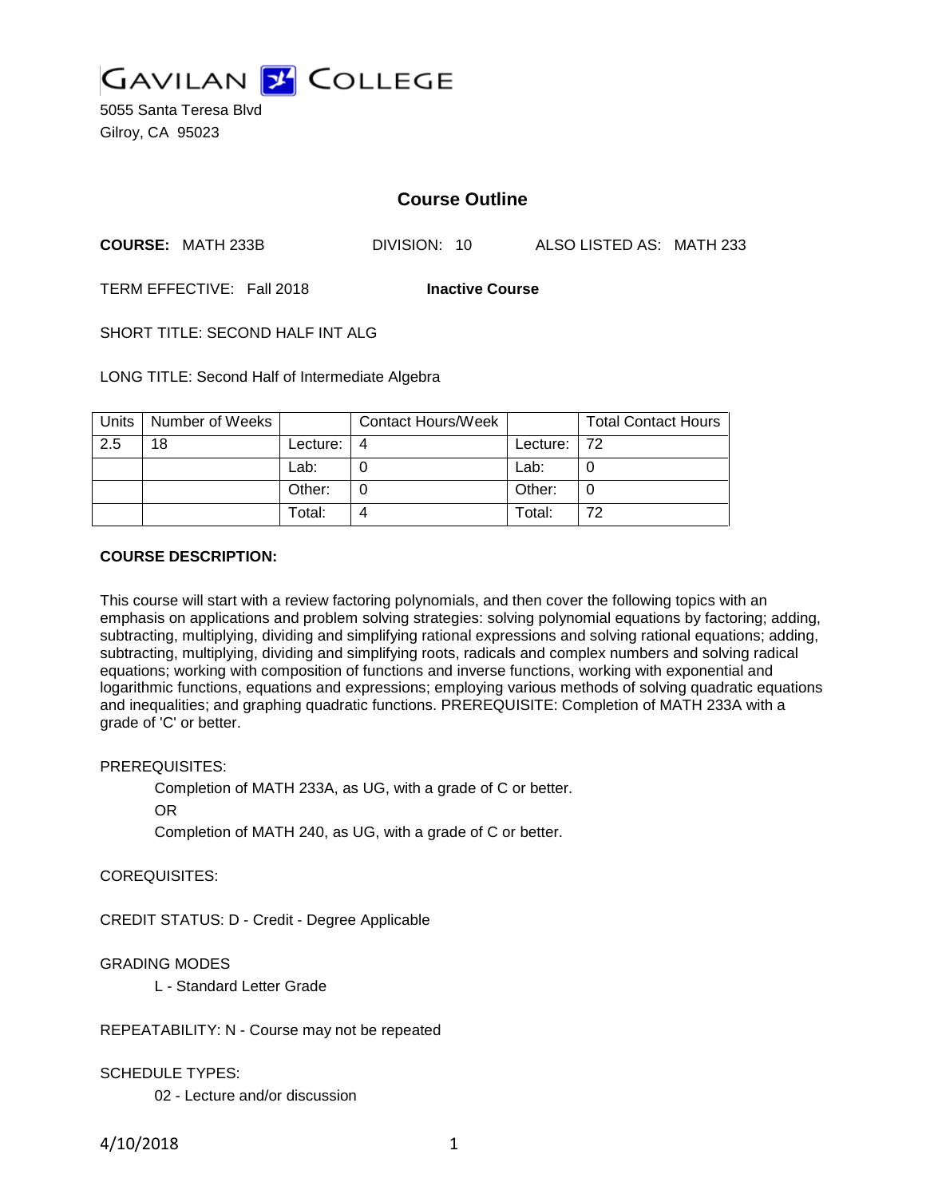# GAVILAN COLLEGE

5055 Santa Teresa Blvd
Gilroy, CA 95023

## Course Outline

**COURSE:** MATH 233B DIVISION: 10 ALSO LISTED AS: MATH 233

TERM EFFECTIVE: Fall 2018 **Inactive Course**

SHORT TITLE: SECOND HALF INT ALG

LONG TITLE: Second Half of Intermediate Algebra

| Units | Number of Weeks | | Contact Hours/Week | | Total Contact Hours |
|---|---|---|---|---|---|
| 2.5 | 18 | Lecture: | 4 | Lecture: | 72 |
| | | Lab: | 0 | Lab: | 0 |
| | | Other: | 0 | Other: | 0 |
| | | Total: | 4 | Total: | 72 |

**COURSE DESCRIPTION:**

This course will start with a review factoring polynomials, and then cover the following topics with an emphasis on applications and problem solving strategies: solving polynomial equations by factoring; adding, subtracting, multiplying, dividing and simplifying rational expressions and solving rational equations; adding, subtracting, multiplying, dividing and simplifying roots, radicals and complex numbers and solving radical equations; working with composition of functions and inverse functions, working with exponential and logarithmic functions, equations and expressions; employing various methods of solving quadratic equations and inequalities; and graphing quadratic functions. PREREQUISITE: Completion of MATH 233A with a grade of 'C' or better.

PREREQUISITES:

Completion of MATH 233A, as UG, with a grade of C or better.

OR

Completion of MATH 240, as UG, with a grade of C or better.

COREQUISITES:

CREDIT STATUS: D - Credit - Degree Applicable

GRADING MODES

L - Standard Letter Grade

REPEATABILITY: N - Course may not be repeated

SCHEDULE TYPES:

02 - Lecture and/or discussion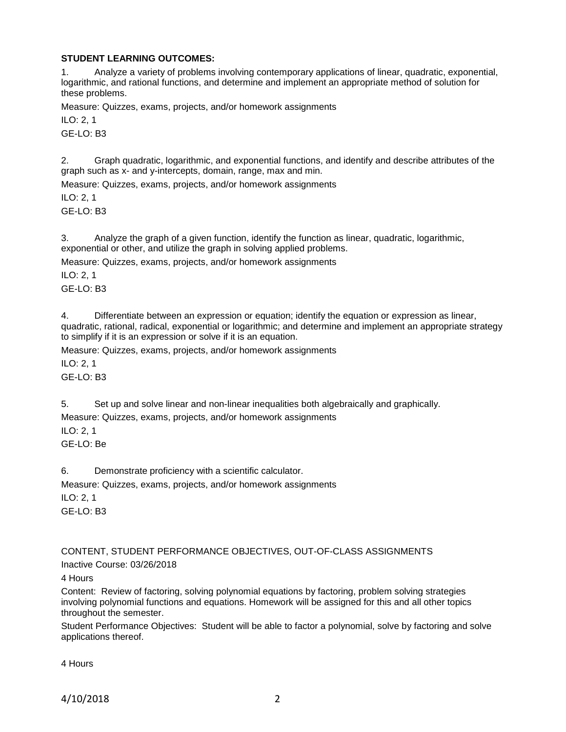**STUDENT LEARNING OUTCOMES:**

1. Analyze a variety of problems involving contemporary applications of linear, quadratic, exponential, logarithmic, and rational functions, and determine and implement an appropriate method of solution for these problems.

Measure: Quizzes, exams, projects, and/or homework assignments

ILO: 2, 1

GE-LO: B3

2. Graph quadratic, logarithmic, and exponential functions, and identify and describe attributes of the graph such as x- and y-intercepts, domain, range, max and min.

Measure: Quizzes, exams, projects, and/or homework assignments

ILO: 2, 1

GE-LO: B3

3. Analyze the graph of a given function, identify the function as linear, quadratic, logarithmic, exponential or other, and utilize the graph in solving applied problems.

Measure: Quizzes, exams, projects, and/or homework assignments

ILO: 2, 1

GE-LO: B3

4. Differentiate between an expression or equation; identify the equation or expression as linear, quadratic, rational, radical, exponential or logarithmic; and determine and implement an appropriate strategy to simplify if it is an expression or solve if it is an equation.

Measure: Quizzes, exams, projects, and/or homework assignments

ILO: 2, 1

GE-LO: B3

5. Set up and solve linear and non-linear inequalities both algebraically and graphically.

Measure: Quizzes, exams, projects, and/or homework assignments

ILO: 2, 1

GE-LO: Be

6. Demonstrate proficiency with a scientific calculator.

Measure: Quizzes, exams, projects, and/or homework assignments

ILO: 2, 1

GE-LO: B3

CONTENT, STUDENT PERFORMANCE OBJECTIVES, OUT-OF-CLASS ASSIGNMENTS

Inactive Course: 03/26/2018

4 Hours

Content: Review of factoring, solving polynomial equations by factoring, problem solving strategies involving polynomial functions and equations. Homework will be assigned for this and all other topics throughout the semester.

Student Performance Objectives: Student will be able to factor a polynomial, solve by factoring and solve applications thereof.

4 Hours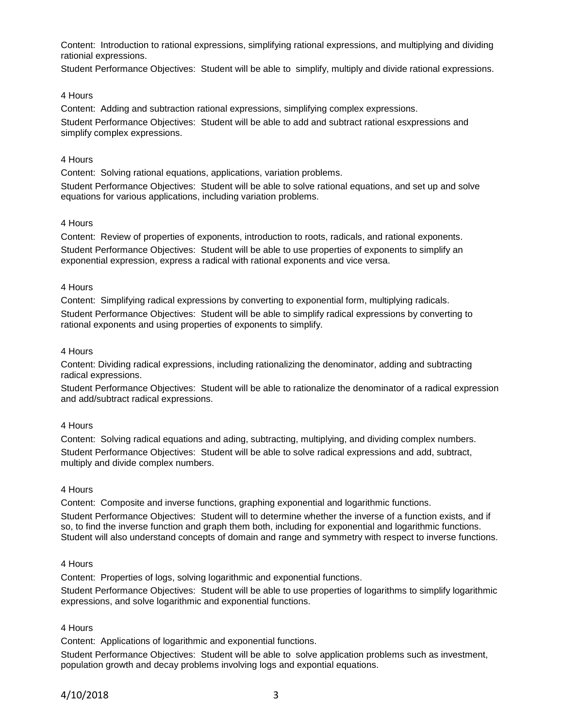Content: Introduction to rational expressions, simplifying rational expressions, and multiplying and dividing rationial expressions.

Student Performance Objectives: Student will be able to simplify, multiply and divide rational expressions.

4 Hours

Content: Adding and subtraction rational expressions, simplifying complex expressions.

Student Performance Objectives: Student will be able to add and subtract rational esxpressions and simplify complex expressions.

4 Hours

Content: Solving rational equations, applications, variation problems.

Student Performance Objectives: Student will be able to solve rational equations, and set up and solve equations for various applications, including variation problems.

4 Hours

Content: Review of properties of exponents, introduction to roots, radicals, and rational exponents.

Student Performance Objectives: Student will be able to use properties of exponents to simplify an exponential expression, express a radical with rational exponents and vice versa.

4 Hours

Content: Simplifying radical expressions by converting to exponential form, multiplying radicals.

Student Performance Objectives: Student will be able to simplify radical expressions by converting to rational exponents and using properties of exponents to simplify.

4 Hours

Content: Dividing radical expressions, including rationalizing the denominator, adding and subtracting radical expressions.

Student Performance Objectives: Student will be able to rationalize the denominator of a radical expression and add/subtract radical expressions.

4 Hours

Content: Solving radical equations and ading, subtracting, multiplying, and dividing complex numbers.

Student Performance Objectives: Student will be able to solve radical expressions and add, subtract, multiply and divide complex numbers.

4 Hours

Content: Composite and inverse functions, graphing exponential and logarithmic functions.

Student Performance Objectives: Student will to determine whether the inverse of a function exists, and if so, to find the inverse function and graph them both, including for exponential and logarithmic functions. Student will also understand concepts of domain and range and symmetry with respect to inverse functions.

4 Hours

Content: Properties of logs, solving logarithmic and exponential functions.

Student Performance Objectives: Student will be able to use properties of logarithms to simplify logarithmic expressions, and solve logarithmic and exponential functions.

4 Hours

Content: Applications of logarithmic and exponential functions.

Student Performance Objectives: Student will be able to solve application problems such as investment, population growth and decay problems involving logs and expontial equations.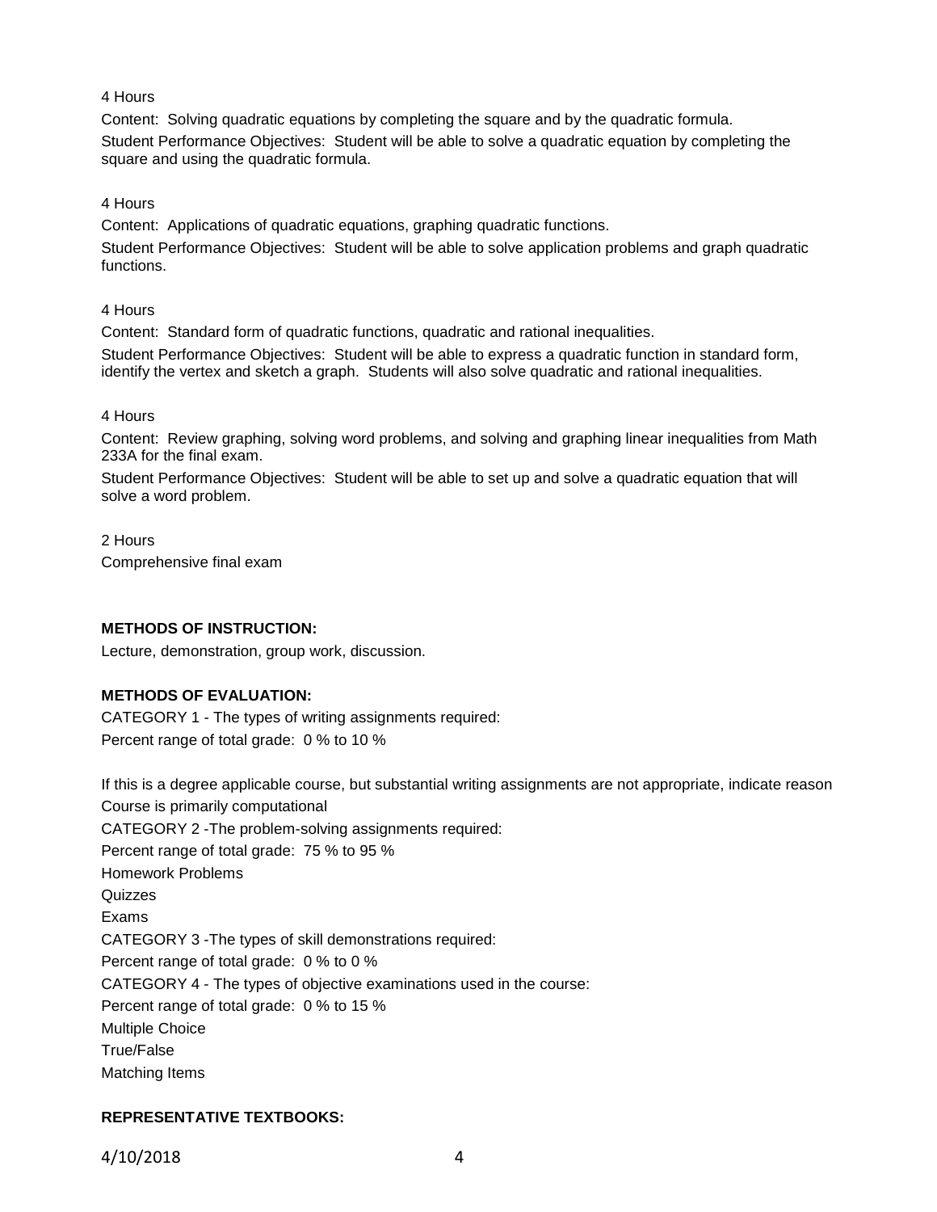4 Hours

Content: Solving quadratic equations by completing the square and by the quadratic formula.

Student Performance Objectives: Student will be able to solve a quadratic equation by completing the square and using the quadratic formula.

4 Hours

Content: Applications of quadratic equations, graphing quadratic functions.

Student Performance Objectives: Student will be able to solve application problems and graph quadratic functions.

4 Hours

Content: Standard form of quadratic functions, quadratic and rational inequalities.

Student Performance Objectives: Student will be able to express a quadratic function in standard form, identify the vertex and sketch a graph. Students will also solve quadratic and rational inequalities.

4 Hours

Content: Review graphing, solving word problems, and solving and graphing linear inequalities from Math 233A for the final exam.

Student Performance Objectives: Student will be able to set up and solve a quadratic equation that will solve a word problem.

2 Hours

Comprehensive final exam

**METHODS OF INSTRUCTION:**

Lecture, demonstration, group work, discussion.

**METHODS OF EVALUATION:**

CATEGORY 1 - The types of writing assignments required:
Percent range of total grade: 0 % to 10 %

If this is a degree applicable course, but substantial writing assignments are not appropriate, indicate reason
Course is primarily computational

CATEGORY 2 -The problem-solving assignments required:
Percent range of total grade: 75 % to 95 %
Homework Problems
Quizzes
Exams

CATEGORY 3 -The types of skill demonstrations required:
Percent range of total grade: 0 % to 0 %

CATEGORY 4 - The types of objective examinations used in the course:
Percent range of total grade: 0 % to 15 %
Multiple Choice
True/False
Matching Items

**REPRESENTATIVE TEXTBOOKS:**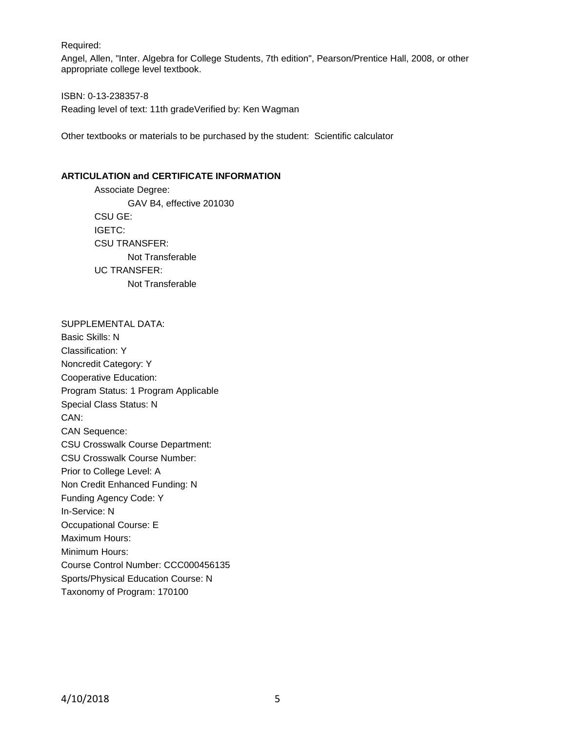Required:

Angel, Allen, "Inter. Algebra for College Students, 7th edition", Pearson/Prentice Hall, 2008, or other appropriate college level textbook.

ISBN: 0-13-238357-8

Reading level of text: 11th gradeVerified by: Ken Wagman

Other textbooks or materials to be purchased by the student: Scientific calculator

**ARTICULATION and CERTIFICATE INFORMATION**

Associate Degree:

GAV B4, effective 201030

CSU GE:

IGETC:

CSU TRANSFER:

Not Transferable

UC TRANSFER:

Not Transferable

SUPPLEMENTAL DATA:

Basic Skills: N

Classification: Y

Noncredit Category: Y

Cooperative Education:

Program Status: 1 Program Applicable

Special Class Status: N

CAN:

CAN Sequence:

CSU Crosswalk Course Department:

CSU Crosswalk Course Number:

Prior to College Level: A

Non Credit Enhanced Funding: N

Funding Agency Code: Y

In-Service: N

Occupational Course: E

Maximum Hours:

Minimum Hours:

Course Control Number: CCC000456135

Sports/Physical Education Course: N

Taxonomy of Program: 170100